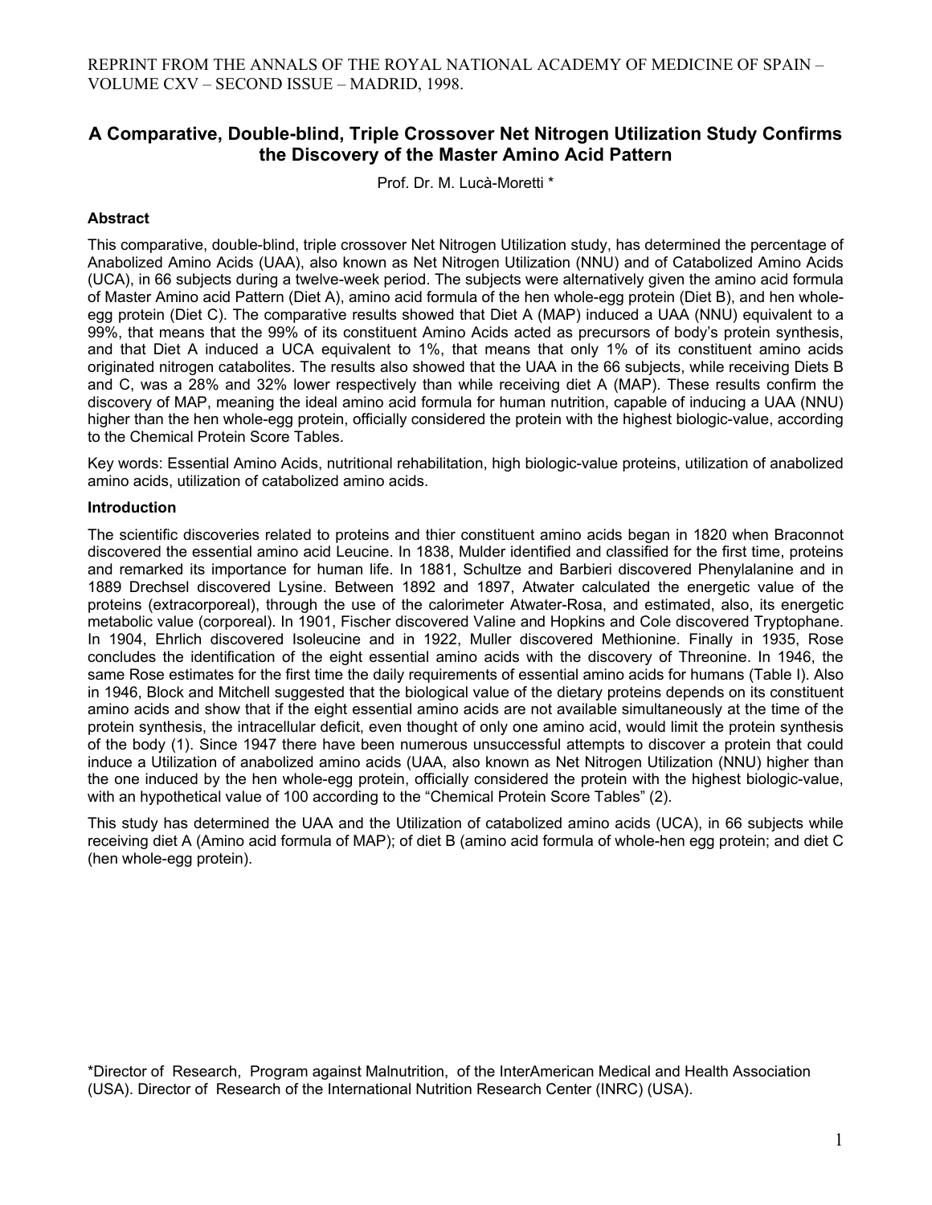REPRINT FROM THE ANNALS OF THE ROYAL NATIONAL ACADEMY OF MEDICINE OF SPAIN – VOLUME CXV – SECOND ISSUE – MADRID, 1998.

# A Comparative, Double-blind, Triple Crossover Net Nitrogen Utilization Study Confirms the Discovery of the Master Amino Acid Pattern

Prof. Dr. M. Lucà-Moretti *

### Abstract

This comparative, double-blind, triple crossover Net Nitrogen Utilization study, has determined the percentage of Anabolized Amino Acids (UAA), also known as Net Nitrogen Utilization (NNU) and of Catabolized Amino Acids (UCA), in 66 subjects during a twelve-week period. The subjects were alternatively given the amino acid formula of Master Amino acid Pattern (Diet A), amino acid formula of the hen whole-egg protein (Diet B), and hen whole-egg protein (Diet C). The comparative results showed that Diet A (MAP) induced a UAA (NNU) equivalent to a 99%, that means that the 99% of its constituent Amino Acids acted as precursors of body's protein synthesis, and that Diet A induced a UCA equivalent to 1%, that means that only 1% of its constituent amino acids originated nitrogen catabolites. The results also showed that the UAA in the 66 subjects, while receiving Diets B and C, was a 28% and 32% lower respectively than while receiving diet A (MAP). These results confirm the discovery of MAP, meaning the ideal amino acid formula for human nutrition, capable of inducing a UAA (NNU) higher than the hen whole-egg protein, officially considered the protein with the highest biologic-value, according to the Chemical Protein Score Tables.

Key words: Essential Amino Acids, nutritional rehabilitation, high biologic-value proteins, utilization of anabolized amino acids, utilization of catabolized amino acids.

### Introduction

The scientific discoveries related to proteins and thier constituent amino acids began in 1820 when Braconnot discovered the essential amino acid Leucine. In 1838, Mulder identified and classified for the first time, proteins and remarked its importance for human life. In 1881, Schultze and Barbieri discovered Phenylalanine and in 1889 Drechsel discovered Lysine. Between 1892 and 1897, Atwater calculated the energetic value of the proteins (extracorporeal), through the use of the calorimeter Atwater-Rosa, and estimated, also, its energetic metabolic value (corporeal). In 1901, Fischer discovered Valine and Hopkins and Cole discovered Tryptophane. In 1904, Ehrlich discovered Isoleucine and in 1922, Muller discovered Methionine. Finally in 1935, Rose concludes the identification of the eight essential amino acids with the discovery of Threonine. In 1946, the same Rose estimates for the first time the daily requirements of essential amino acids for humans (Table I). Also in 1946, Block and Mitchell suggested that the biological value of the dietary proteins depends on its constituent amino acids and show that if the eight essential amino acids are not available simultaneously at the time of the protein synthesis, the intracellular deficit, even thought of only one amino acid, would limit the protein synthesis of the body (1). Since 1947 there have been numerous unsuccessful attempts to discover a protein that could induce a Utilization of anabolized amino acids (UAA, also known as Net Nitrogen Utilization (NNU) higher than the one induced by the hen whole-egg protein, officially considered the protein with the highest biologic-value, with an hypothetical value of 100 according to the "Chemical Protein Score Tables" (2).

This study has determined the UAA and the Utilization of catabolized amino acids (UCA), in 66 subjects while receiving diet A (Amino acid formula of MAP); of diet B (amino acid formula of whole-hen egg protein; and diet C (hen whole-egg protein).

*Director of Research, Program against Malnutrition, of the InterAmerican Medical and Health Association (USA). Director of Research of the International Nutrition Research Center (INRC) (USA).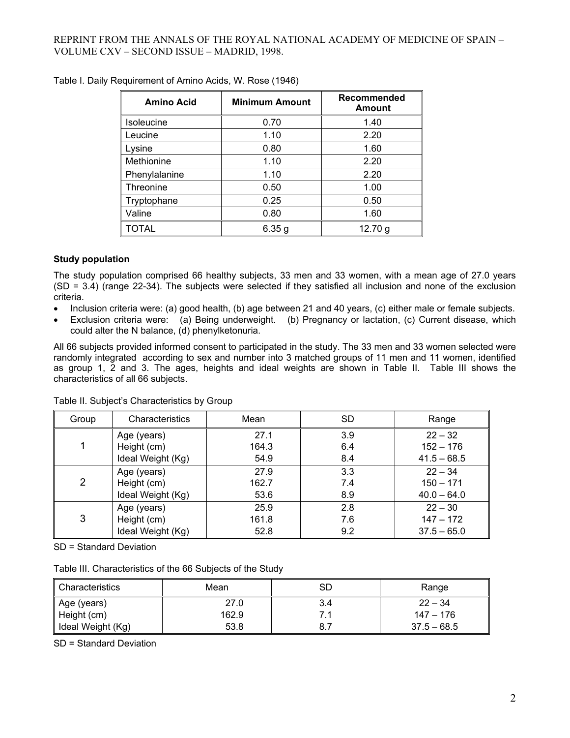Table I. Daily Requirement of Amino Acids, W. Rose (1946)

| Amino Acid | Minimum Amount | Recommended Amount |
|---|---|---|
| Isoleucine | 0.70 | 1.40 |
| Leucine | 1.10 | 2.20 |
| Lysine | 0.80 | 1.60 |
| Methionine | 1.10 | 2.20 |
| Phenylalanine | 1.10 | 2.20 |
| Threonine | 0.50 | 1.00 |
| Tryptophane | 0.25 | 0.50 |
| Valine | 0.80 | 1.60 |
| TOTAL | 6.35 g | 12.70 g |

**Study population**

The study population comprised 66 healthy subjects, 33 men and 33 women, with a mean age of 27.0 years (SD = 3.4) (range 22-34). The subjects were selected if they satisfied all inclusion and none of the exclusion criteria.

- Inclusion criteria were: (a) good health, (b) age between 21 and 40 years, (c) either male or female subjects.
- Exclusion criteria were: (a) Being underweight. (b) Pregnancy or lactation, (c) Current disease, which could alter the N balance, (d) phenylketonuria.

All 66 subjects provided informed consent to participated in the study. The 33 men and 33 women selected were randomly integrated according to sex and number into 3 matched groups of 11 men and 11 women, identified as group 1, 2 and 3. The ages, heights and ideal weights are shown in Table II. Table III shows the characteristics of all 66 subjects.

Table II. Subject's Characteristics by Group

| Group | Characteristics | Mean | SD | Range |
|---|---|---|---|---|
| 1 | Age (years) | 27.1 | 3.9 | 22 – 32 |
| | Height (cm) | 164.3 | 6.4 | 152 – 176 |
| | Ideal Weight (Kg) | 54.9 | 8.4 | 41.5 – 68.5 |
| 2 | Age (years) | 27.9 | 3.3 | 22 – 34 |
| | Height (cm) | 162.7 | 7.4 | 150 – 171 |
| | Ideal Weight (Kg) | 53.6 | 8.9 | 40.0 – 64.0 |
| 3 | Age (years) | 25.9 | 2.8 | 22 – 30 |
| | Height (cm) | 161.8 | 7.6 | 147 – 172 |
| | Ideal Weight (Kg) | 52.8 | 9.2 | 37.5 – 65.0 |

SD = Standard Deviation

Table III. Characteristics of the 66 Subjects of the Study

| Characteristics | Mean | SD | Range |
|---|---|---|---|
| Age (years) | 27.0 | 3.4 | 22 – 34 |
| Height (cm) | 162.9 | 7.1 | 147 – 176 |
| Ideal Weight (Kg) | 53.8 | 8.7 | 37.5 – 68.5 |

SD = Standard Deviation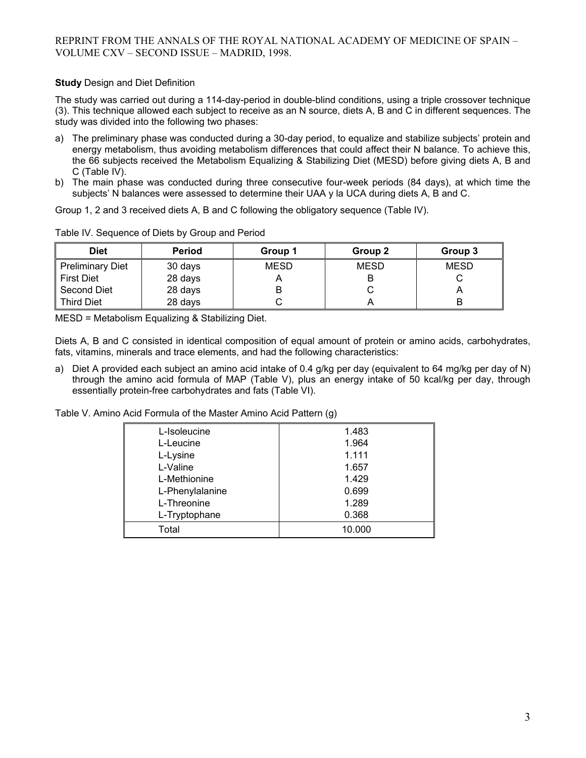**Study** Design and Diet Definition

The study was carried out during a 114-day-period in double-blind conditions, using a triple crossover technique (3). This technique allowed each subject to receive as an N source, diets A, B and C in different sequences. The study was divided into the following two phases:

a) The preliminary phase was conducted during a 30-day period, to equalize and stabilize subjects' protein and energy metabolism, thus avoiding metabolism differences that could affect their N balance. To achieve this, the 66 subjects received the Metabolism Equalizing & Stabilizing Diet (MESD) before giving diets A, B and C (Table IV).
b) The main phase was conducted during three consecutive four-week periods (84 days), at which time the subjects' N balances were assessed to determine their UAA y la UCA during diets A, B and C.

Group 1, 2 and 3 received diets A, B and C following the obligatory sequence (Table IV).

Table IV. Sequence of Diets by Group and Period

| Diet | Period | Group 1 | Group 2 | Group 3 |
|---|---|---|---|---|
| Preliminary Diet | 30 days | MESD | MESD | MESD |
| First Diet | 28 days | A | B | C |
| Second Diet | 28 days | B | C | A |
| Third Diet | 28 days | C | A | B |

MESD = Metabolism Equalizing & Stabilizing Diet.

Diets A, B and C consisted in identical composition of equal amount of protein or amino acids, carbohydrates, fats, vitamins, minerals and trace elements, and had the following characteristics:

a) Diet A provided each subject an amino acid intake of 0.4 g/kg per day (equivalent to 64 mg/kg per day of N) through the amino acid formula of MAP (Table V), plus an energy intake of 50 kcal/kg per day, through essentially protein-free carbohydrates and fats (Table VI).

Table V. Amino Acid Formula of the Master Amino Acid Pattern (g)

| Amino Acid | g |
|---|---|
| L-Isoleucine | 1.483 |
| L-Leucine | 1.964 |
| L-Lysine | 1.111 |
| L-Valine | 1.657 |
| L-Methionine | 1.429 |
| L-Phenylalanine | 0.699 |
| L-Threonine | 1.289 |
| L-Tryptophane | 0.368 |
| Total | 10.000 |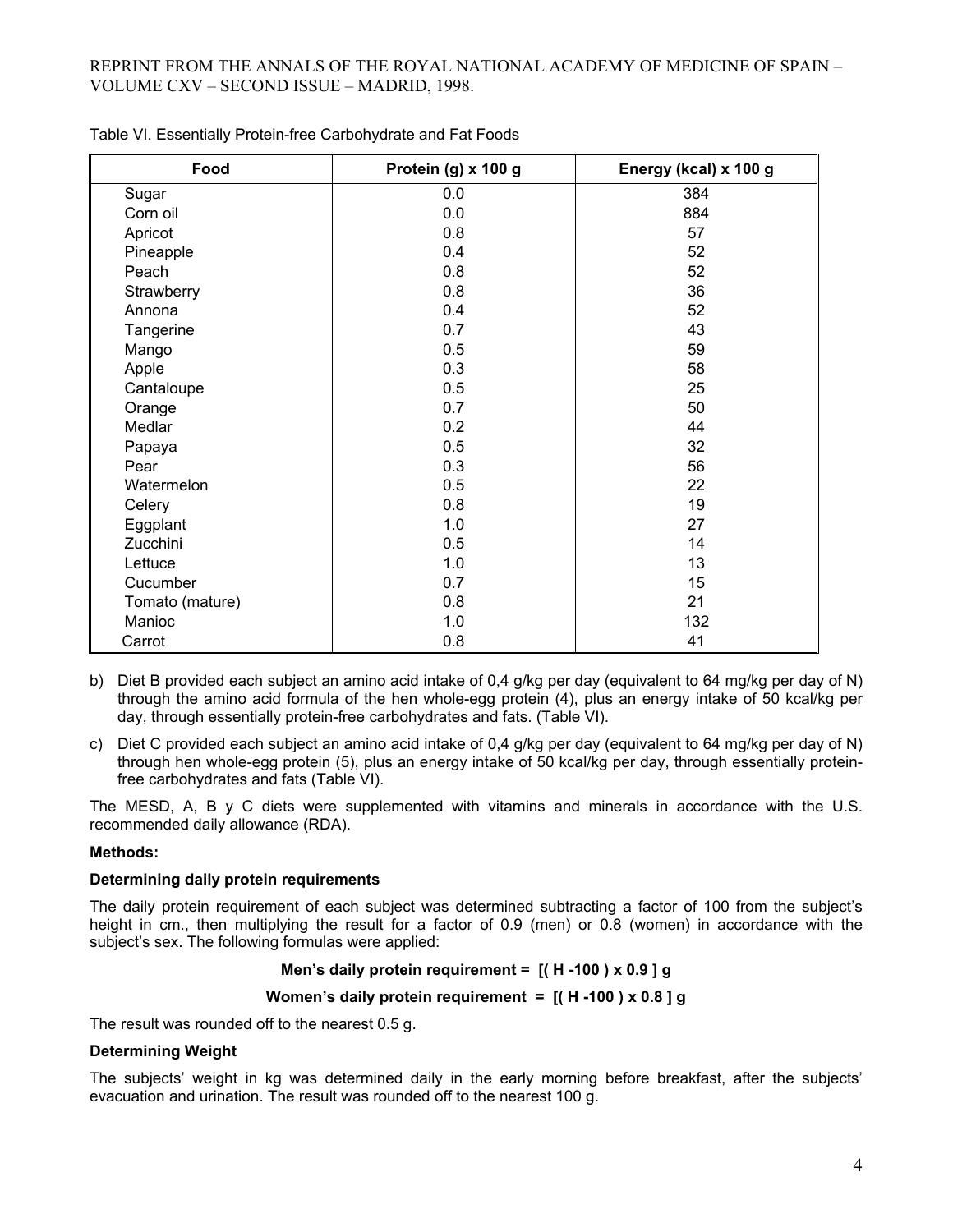Table VI. Essentially Protein-free Carbohydrate and Fat Foods

| Food | Protein (g) x 100 g | Energy (kcal) x 100 g |
|---|---|---|
| Sugar | 0.0 | 384 |
| Corn oil | 0.0 | 884 |
| Apricot | 0.8 | 57 |
| Pineapple | 0.4 | 52 |
| Peach | 0.8 | 52 |
| Strawberry | 0.8 | 36 |
| Annona | 0.4 | 52 |
| Tangerine | 0.7 | 43 |
| Mango | 0.5 | 59 |
| Apple | 0.3 | 58 |
| Cantaloupe | 0.5 | 25 |
| Orange | 0.7 | 50 |
| Medlar | 0.2 | 44 |
| Papaya | 0.5 | 32 |
| Pear | 0.3 | 56 |
| Watermelon | 0.5 | 22 |
| Celery | 0.8 | 19 |
| Eggplant | 1.0 | 27 |
| Zucchini | 0.5 | 14 |
| Lettuce | 1.0 | 13 |
| Cucumber | 0.7 | 15 |
| Tomato (mature) | 0.8 | 21 |
| Manioc | 1.0 | 132 |
| Carrot | 0.8 | 41 |

b) Diet B provided each subject an amino acid intake of 0,4 g/kg per day (equivalent to 64 mg/kg per day of N) through the amino acid formula of the hen whole-egg protein (4), plus an energy intake of 50 kcal/kg per day, through essentially protein-free carbohydrates and fats. (Table VI).

c) Diet C provided each subject an amino acid intake of 0,4 g/kg per day (equivalent to 64 mg/kg per day of N) through hen whole-egg protein (5), plus an energy intake of 50 kcal/kg per day, through essentially protein-free carbohydrates and fats (Table VI).

The MESD, A, B y C diets were supplemented with vitamins and minerals in accordance with the U.S. recommended daily allowance (RDA).

**Methods:**

**Determining daily protein requirements**

The daily protein requirement of each subject was determined subtracting a factor of 100 from the subject's height in cm., then multiplying the result for a factor of 0.9 (men) or 0.8 (women) in accordance with the subject's sex. The following formulas were applied:

**Men's daily protein requirement = [( H -100 ) x 0.9 ] g**

**Women's daily protein requirement = [( H -100 ) x 0.8 ] g**

The result was rounded off to the nearest 0.5 g.

**Determining Weight**

The subjects' weight in kg was determined daily in the early morning before breakfast, after the subjects' evacuation and urination. The result was rounded off to the nearest 100 g.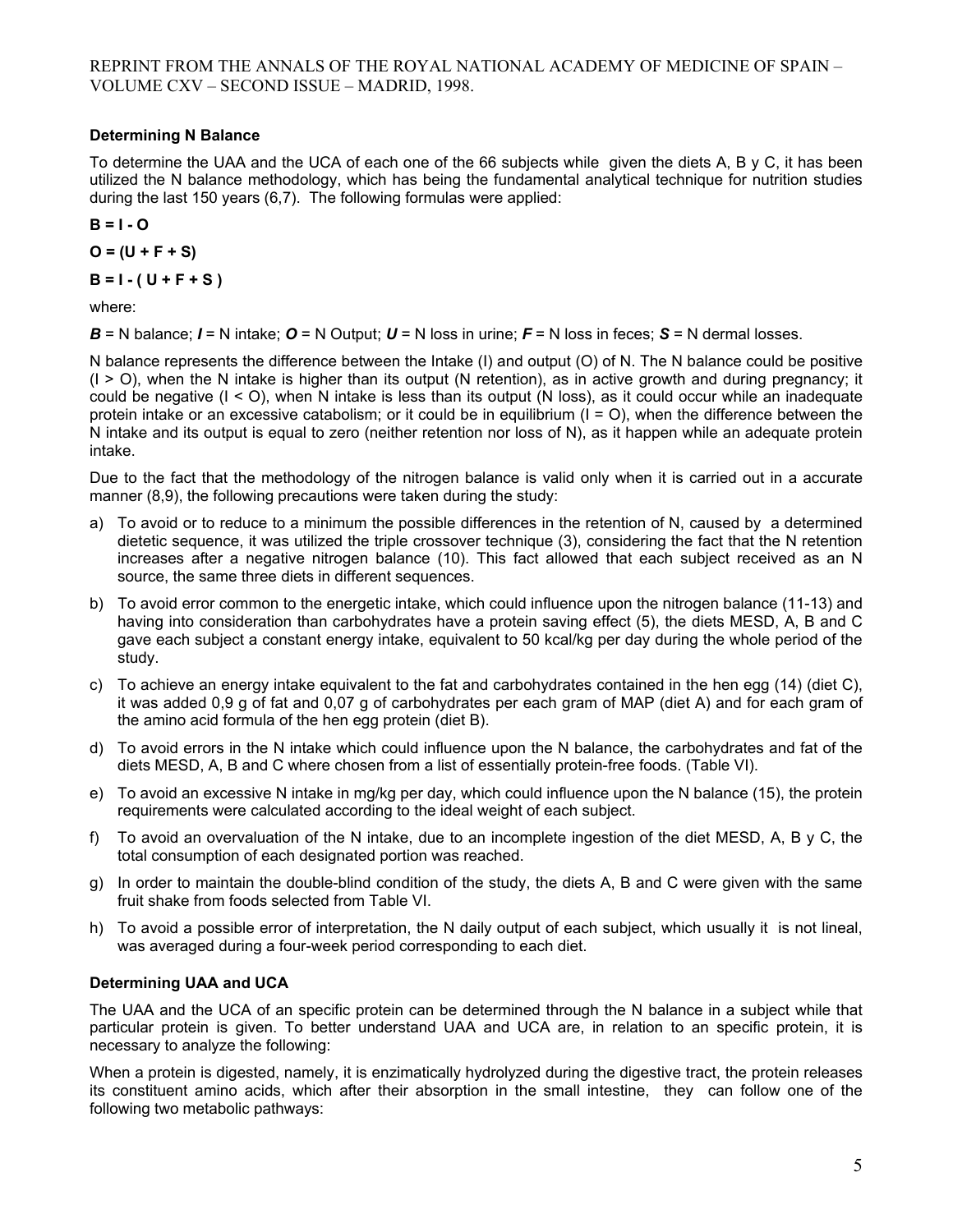### Determining N Balance

To determine the UAA and the UCA of each one of the 66 subjects while given the diets A, B y C, it has been utilized the N balance methodology, which has being the fundamental analytical technique for nutrition studies during the last 150 years (6,7). The following formulas were applied:

$$B = I - O$$

$$O = (U + F + S)$$

$$B = I - (U + F + S)$$

where:

***B*** = N balance; ***I*** = N intake; ***O*** = N Output; ***U*** = N loss in urine; ***F*** = N loss in feces; ***S*** = N dermal losses.

N balance represents the difference between the Intake (I) and output (O) of N. The N balance could be positive ($I > O$), when the N intake is higher than its output (N retention), as in active growth and during pregnancy; it could be negative ($I < O$), when N intake is less than its output (N loss), as it could occur while an inadequate protein intake or an excessive catabolism; or it could be in equilibrium ($I = O$), when the difference between the N intake and its output is equal to zero (neither retention nor loss of N), as it happen while an adequate protein intake.

Due to the fact that the methodology of the nitrogen balance is valid only when it is carried out in a accurate manner (8,9), the following precautions were taken during the study:

a) To avoid or to reduce to a minimum the possible differences in the retention of N, caused by a determined dietetic sequence, it was utilized the triple crossover technique (3), considering the fact that the N retention increases after a negative nitrogen balance (10). This fact allowed that each subject received as an N source, the same three diets in different sequences.
b) To avoid error common to the energetic intake, which could influence upon the nitrogen balance (11-13) and having into consideration than carbohydrates have a protein saving effect (5), the diets MESD, A, B and C gave each subject a constant energy intake, equivalent to 50 kcal/kg per day during the whole period of the study.
c) To achieve an energy intake equivalent to the fat and carbohydrates contained in the hen egg (14) (diet C), it was added 0,9 g of fat and 0,07 g of carbohydrates per each gram of MAP (diet A) and for each gram of the amino acid formula of the hen egg protein (diet B).
d) To avoid errors in the N intake which could influence upon the N balance, the carbohydrates and fat of the diets MESD, A, B and C where chosen from a list of essentially protein-free foods. (Table VI).
e) To avoid an excessive N intake in mg/kg per day, which could influence upon the N balance (15), the protein requirements were calculated according to the ideal weight of each subject.
f) To avoid an overvaluation of the N intake, due to an incomplete ingestion of the diet MESD, A, B y C, the total consumption of each designated portion was reached.
g) In order to maintain the double-blind condition of the study, the diets A, B and C were given with the same fruit shake from foods selected from Table VI.
h) To avoid a possible error of interpretation, the N daily output of each subject, which usually it is not lineal, was averaged during a four-week period corresponding to each diet.

### Determining UAA and UCA

The UAA and the UCA of an specific protein can be determined through the N balance in a subject while that particular protein is given. To better understand UAA and UCA are, in relation to an specific protein, it is necessary to analyze the following:

When a protein is digested, namely, it is enzimatically hydrolyzed during the digestive tract, the protein releases its constituent amino acids, which after their absorption in the small intestine, they can follow one of the following two metabolic pathways: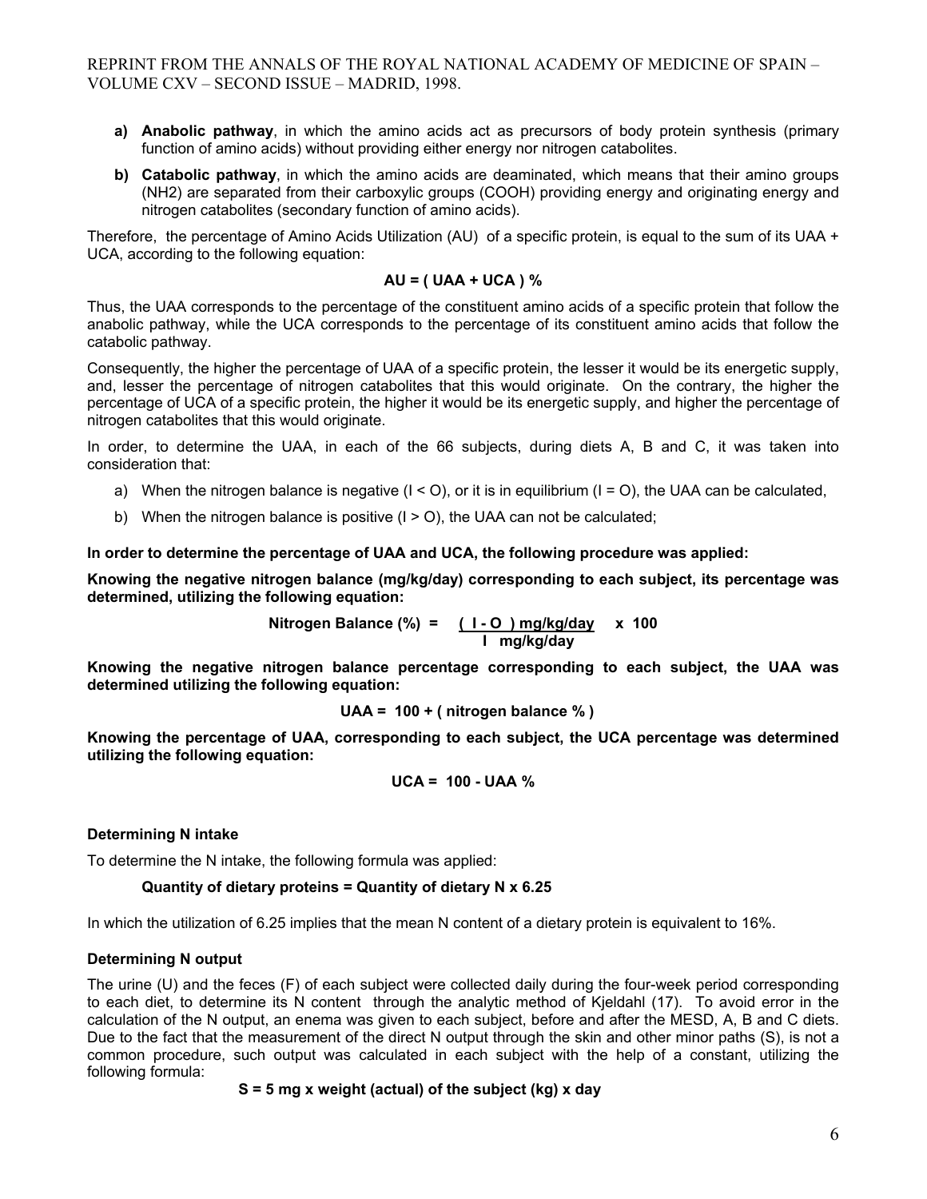- **a) Anabolic pathway**, in which the amino acids act as precursors of body protein synthesis (primary function of amino acids) without providing either energy nor nitrogen catabolites.
- **b) Catabolic pathway**, in which the amino acids are deaminated, which means that their amino groups (NH2) are separated from their carboxylic groups (COOH) providing energy and originating energy and nitrogen catabolites (secondary function of amino acids).

Therefore, the percentage of Amino Acids Utilization (AU) of a specific protein, is equal to the sum of its UAA + UCA, according to the following equation:

$$\textbf{AU = ( UAA + UCA ) \%}$$

Thus, the UAA corresponds to the percentage of the constituent amino acids of a specific protein that follow the anabolic pathway, while the UCA corresponds to the percentage of its constituent amino acids that follow the catabolic pathway.

Consequently, the higher the percentage of UAA of a specific protein, the lesser it would be its energetic supply, and, lesser the percentage of nitrogen catabolites that this would originate. On the contrary, the higher the percentage of UCA of a specific protein, the higher it would be its energetic supply, and higher the percentage of nitrogen catabolites that this would originate.

In order, to determine the UAA, in each of the 66 subjects, during diets A, B and C, it was taken into consideration that:

- a) When the nitrogen balance is negative ($I < O$), or it is in equilibrium ($I = O$), the UAA can be calculated,
- b) When the nitrogen balance is positive ($I > O$), the UAA can not be calculated;

**In order to determine the percentage of UAA and UCA, the following procedure was applied:**

**Knowing the negative nitrogen balance (mg/kg/day) corresponding to each subject, its percentage was determined, utilizing the following equation:**

$$\text{Nitrogen Balance (\%)} = \frac{(\text{I} - \text{O})\ \text{mg/kg/day}}{\text{I}\ \ \text{mg/kg/day}} \times 100$$

**Knowing the negative nitrogen balance percentage corresponding to each subject, the UAA was determined utilizing the following equation:**

$$\text{UAA} = 100 + (\text{nitrogen balance \%})$$

**Knowing the percentage of UAA, corresponding to each subject, the UCA percentage was determined utilizing the following equation:**

$$\text{UCA} = 100 - \text{UAA \%}$$

**Determining N intake**

To determine the N intake, the following formula was applied:

**Quantity of dietary proteins = Quantity of dietary N x 6.25**

In which the utilization of 6.25 implies that the mean N content of a dietary protein is equivalent to 16%.

**Determining N output**

The urine (U) and the feces (F) of each subject were collected daily during the four-week period corresponding to each diet, to determine its N content through the analytic method of Kjeldahl (17). To avoid error in the calculation of the N output, an enema was given to each subject, before and after the MESD, A, B and C diets. Due to the fact that the measurement of the direct N output through the skin and other minor paths (S), is not a common procedure, such output was calculated in each subject with the help of a constant, utilizing the following formula:

**S = 5 mg x weight (actual) of the subject (kg) x day**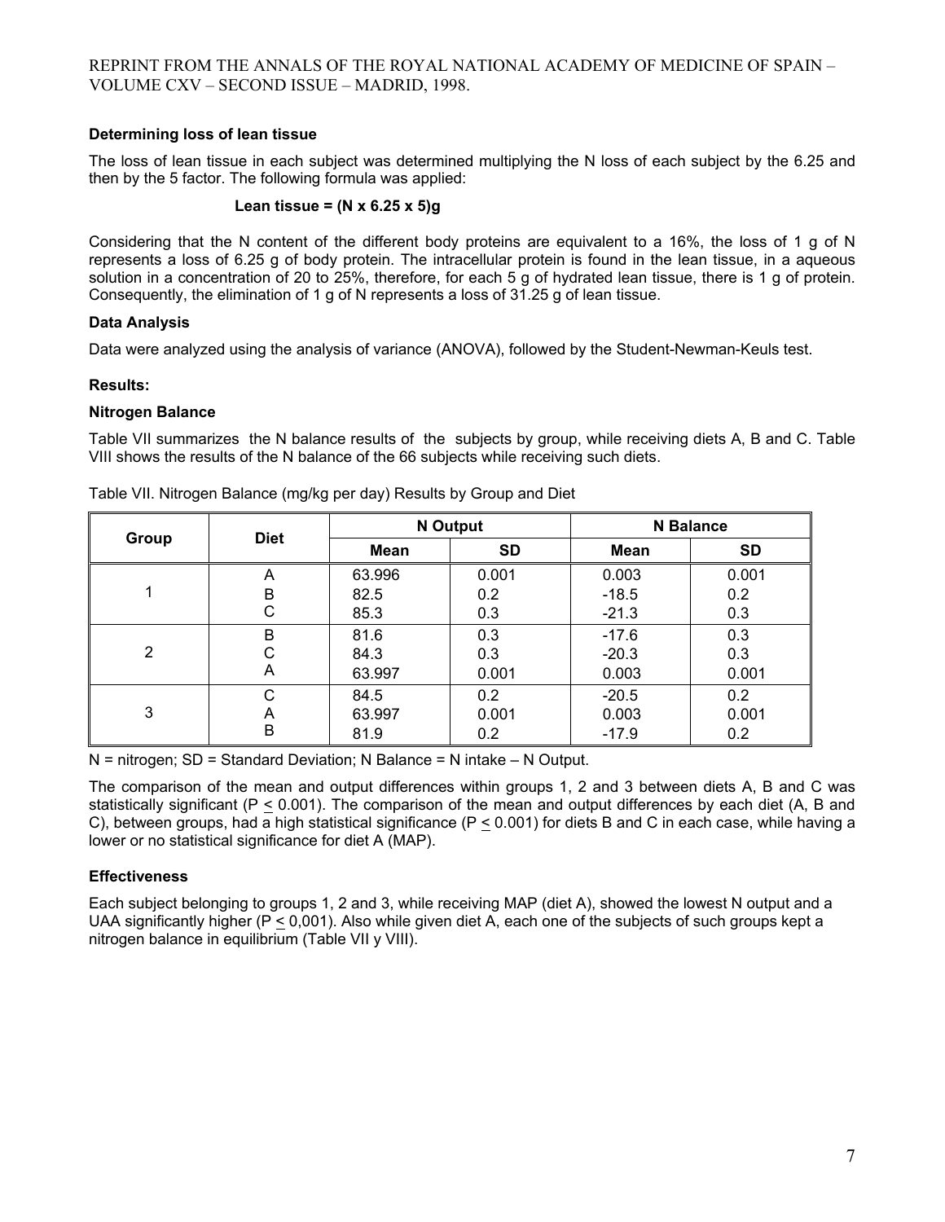### Determining loss of lean tissue

The loss of lean tissue in each subject was determined multiplying the N loss of each subject by the 6.25 and then by the 5 factor. The following formula was applied:

**Lean tissue = (N x 6.25 x 5)g**

Considering that the N content of the different body proteins are equivalent to a 16%, the loss of 1 g of N represents a loss of 6.25 g of body protein. The intracellular protein is found in the lean tissue, in a aqueous solution in a concentration of 20 to 25%, therefore, for each 5 g of hydrated lean tissue, there is 1 g of protein. Consequently, the elimination of 1 g of N represents a loss of 31.25 g of lean tissue.

### Data Analysis

Data were analyzed using the analysis of variance (ANOVA), followed by the Student-Newman-Keuls test.

### Results:

### Nitrogen Balance

Table VII summarizes the N balance results of the subjects by group, while receiving diets A, B and C. Table VIII shows the results of the N balance of the 66 subjects while receiving such diets.

Table VII. Nitrogen Balance (mg/kg per day) Results by Group and Diet

| Group | Diet | N Output | | N Balance | |
|---|---|---|---|---|---|
| | | Mean | SD | Mean | SD |
| 1 | A | 63.996 | 0.001 | 0.003 | 0.001 |
| | B | 82.5 | 0.2 | -18.5 | 0.2 |
| | C | 85.3 | 0.3 | -21.3 | 0.3 |
| 2 | B | 81.6 | 0.3 | -17.6 | 0.3 |
| | C | 84.3 | 0.3 | -20.3 | 0.3 |
| | A | 63.997 | 0.001 | 0.003 | 0.001 |
| 3 | C | 84.5 | 0.2 | -20.5 | 0.2 |
| | A | 63.997 | 0.001 | 0.003 | 0.001 |
| | B | 81.9 | 0.2 | -17.9 | 0.2 |

N = nitrogen; SD = Standard Deviation; N Balance = N intake – N Output.

The comparison of the mean and output differences within groups 1, 2 and 3 between diets A, B and C was statistically significant ($P \leq 0.001$). The comparison of the mean and output differences by each diet (A, B and C), between groups, had a high statistical significance ($P \leq 0.001$) for diets B and C in each case, while having a lower or no statistical significance for diet A (MAP).

### Effectiveness

Each subject belonging to groups 1, 2 and 3, while receiving MAP (diet A), showed the lowest N output and a UAA significantly higher ($P \leq 0{,}001$). Also while given diet A, each one of the subjects of such groups kept a nitrogen balance in equilibrium (Table VII y VIII).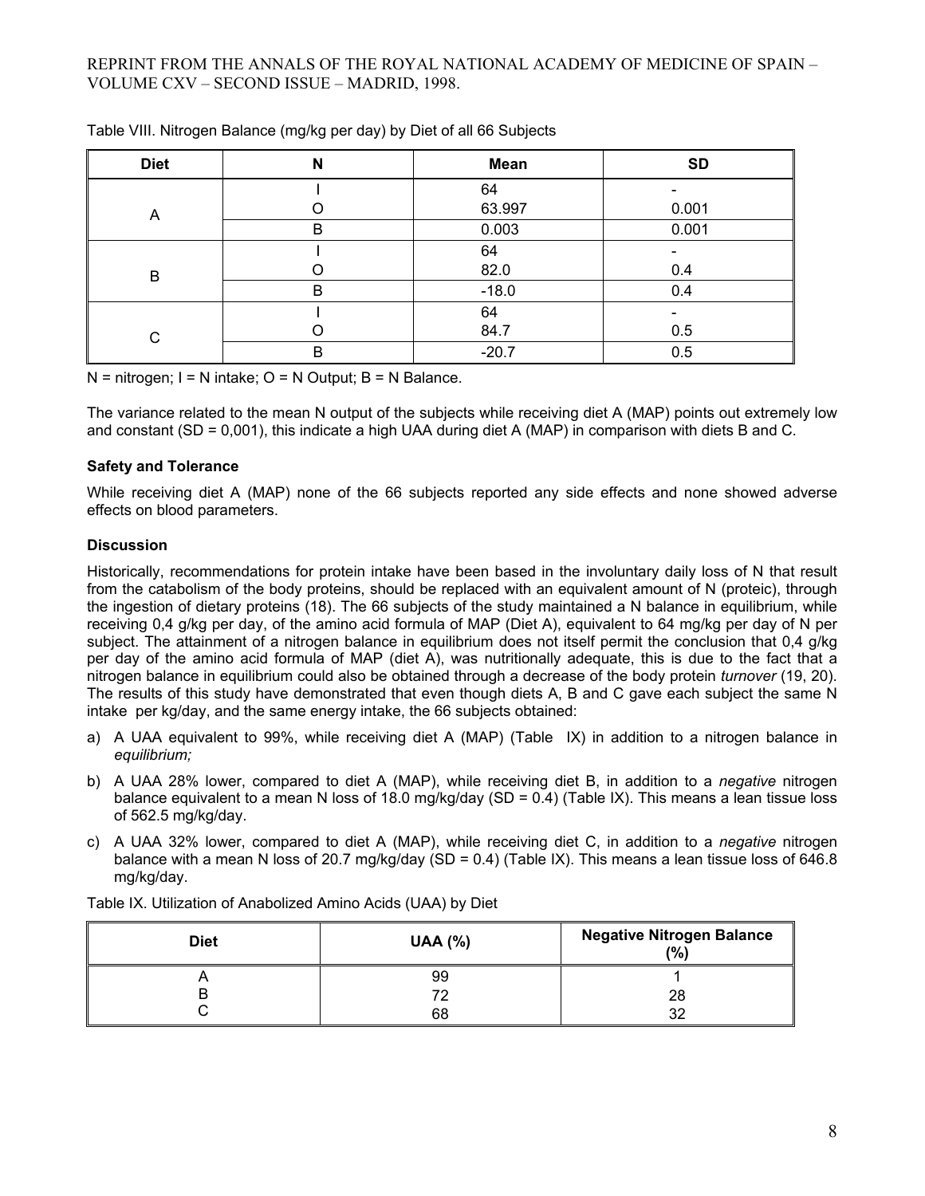Table VIII. Nitrogen Balance (mg/kg per day) by Diet of all 66 Subjects

| Diet | N | Mean | SD |
|---|---|---|---|
| A | I | 64 | - |
| | O | 63.997 | 0.001 |
| | B | 0.003 | 0.001 |
| B | I | 64 | - |
| | O | 82.0 | 0.4 |
| | B | -18.0 | 0.4 |
| C | I | 64 | - |
| | O | 84.7 | 0.5 |
| | B | -20.7 | 0.5 |

N = nitrogen; I = N intake; O = N Output; B = N Balance.

The variance related to the mean N output of the subjects while receiving diet A (MAP) points out extremely low and constant (SD = 0,001), this indicate a high UAA during diet A (MAP) in comparison with diets B and C.

### Safety and Tolerance

While receiving diet A (MAP) none of the 66 subjects reported any side effects and none showed adverse effects on blood parameters.

### Discussion

Historically, recommendations for protein intake have been based in the involuntary daily loss of N that result from the catabolism of the body proteins, should be replaced with an equivalent amount of N (proteic), through the ingestion of dietary proteins (18). The 66 subjects of the study maintained a N balance in equilibrium, while receiving 0,4 g/kg per day, of the amino acid formula of MAP (Diet A), equivalent to 64 mg/kg per day of N per subject. The attainment of a nitrogen balance in equilibrium does not itself permit the conclusion that 0,4 g/kg per day of the amino acid formula of MAP (diet A), was nutritionally adequate, this is due to the fact that a nitrogen balance in equilibrium could also be obtained through a decrease of the body protein *turnover* (19, 20). The results of this study have demonstrated that even though diets A, B and C gave each subject the same N intake per kg/day, and the same energy intake, the 66 subjects obtained:

a) A UAA equivalent to 99%, while receiving diet A (MAP) (Table IX) in addition to a nitrogen balance in *equilibrium;*
b) A UAA 28% lower, compared to diet A (MAP), while receiving diet B, in addition to a *negative* nitrogen balance equivalent to a mean N loss of 18.0 mg/kg/day (SD = 0.4) (Table IX). This means a lean tissue loss of 562.5 mg/kg/day.
c) A UAA 32% lower, compared to diet A (MAP), while receiving diet C, in addition to a *negative* nitrogen balance with a mean N loss of 20.7 mg/kg/day (SD = 0.4) (Table IX). This means a lean tissue loss of 646.8 mg/kg/day.

Table IX. Utilization of Anabolized Amino Acids (UAA) by Diet

| Diet | UAA (%) | Negative Nitrogen Balance (%) |
|---|---|---|
| A | 99 | 1 |
| B | 72 | 28 |
| C | 68 | 32 |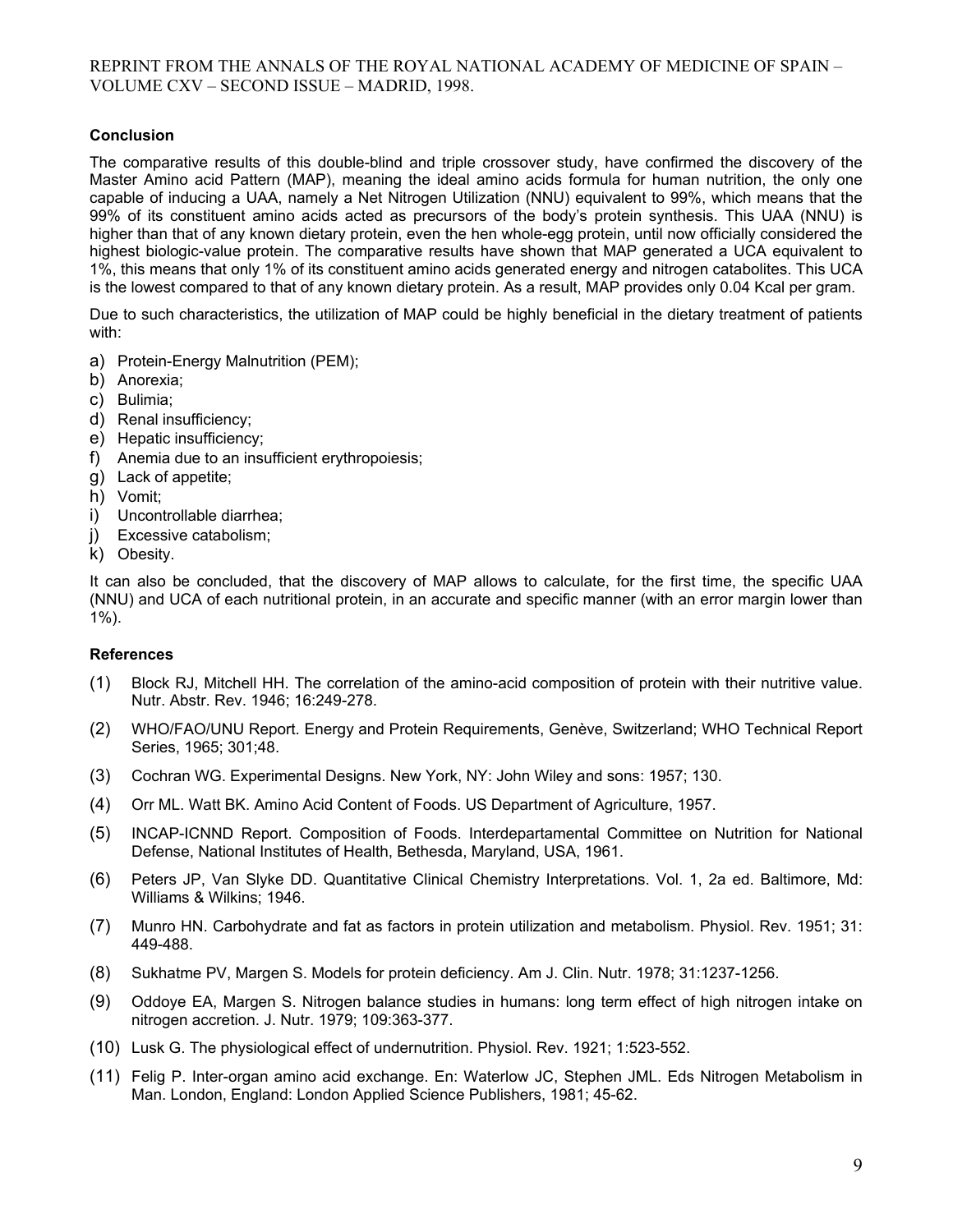### Conclusion

The comparative results of this double-blind and triple crossover study, have confirmed the discovery of the Master Amino acid Pattern (MAP), meaning the ideal amino acids formula for human nutrition, the only one capable of inducing a UAA, namely a Net Nitrogen Utilization (NNU) equivalent to 99%, which means that the 99% of its constituent amino acids acted as precursors of the body's protein synthesis. This UAA (NNU) is higher than that of any known dietary protein, even the hen whole-egg protein, until now officially considered the highest biologic-value protein. The comparative results have shown that MAP generated a UCA equivalent to 1%, this means that only 1% of its constituent amino acids generated energy and nitrogen catabolites. This UCA is the lowest compared to that of any known dietary protein. As a result, MAP provides only 0.04 Kcal per gram.

Due to such characteristics, the utilization of MAP could be highly beneficial in the dietary treatment of patients with:

a) Protein-Energy Malnutrition (PEM);
b) Anorexia;
c) Bulimia;
d) Renal insufficiency;
e) Hepatic insufficiency;
f) Anemia due to an insufficient erythropoiesis;
g) Lack of appetite;
h) Vomit;
i) Uncontrollable diarrhea;
j) Excessive catabolism;
k) Obesity.

It can also be concluded, that the discovery of MAP allows to calculate, for the first time, the specific UAA (NNU) and UCA of each nutritional protein, in an accurate and specific manner (with an error margin lower than 1%).

### References

(1) Block RJ, Mitchell HH. The correlation of the amino-acid composition of protein with their nutritive value. Nutr. Abstr. Rev. 1946; 16:249-278.

(2) WHO/FAO/UNU Report. Energy and Protein Requirements, Genève, Switzerland; WHO Technical Report Series, 1965; 301;48.

(3) Cochran WG. Experimental Designs. New York, NY: John Wiley and sons: 1957; 130.

(4) Orr ML. Watt BK. Amino Acid Content of Foods. US Department of Agriculture, 1957.

(5) INCAP-ICNND Report. Composition of Foods. Interdepartamental Committee on Nutrition for National Defense, National Institutes of Health, Bethesda, Maryland, USA, 1961.

(6) Peters JP, Van Slyke DD. Quantitative Clinical Chemistry Interpretations. Vol. 1, 2a ed. Baltimore, Md: Williams & Wilkins; 1946.

(7) Munro HN. Carbohydrate and fat as factors in protein utilization and metabolism. Physiol. Rev. 1951; 31: 449-488.

(8) Sukhatme PV, Margen S. Models for protein deficiency. Am J. Clin. Nutr. 1978; 31:1237-1256.

(9) Oddoye EA, Margen S. Nitrogen balance studies in humans: long term effect of high nitrogen intake on nitrogen accretion. J. Nutr. 1979; 109:363-377.

(10) Lusk G. The physiological effect of undernutrition. Physiol. Rev. 1921; 1:523-552.

(11) Felig P. Inter-organ amino acid exchange. En: Waterlow JC, Stephen JML. Eds Nitrogen Metabolism in Man. London, England: London Applied Science Publishers, 1981; 45-62.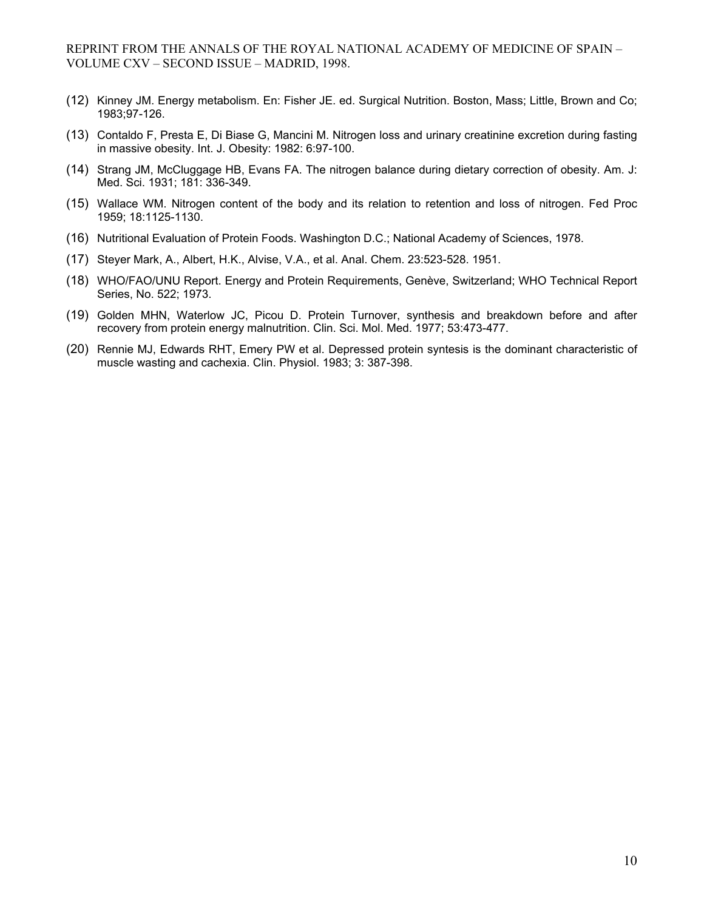(12) Kinney JM. Energy metabolism. En: Fisher JE. ed. Surgical Nutrition. Boston, Mass; Little, Brown and Co; 1983;97-126.

(13) Contaldo F, Presta E, Di Biase G, Mancini M. Nitrogen loss and urinary creatinine excretion during fasting in massive obesity. Int. J. Obesity: 1982: 6:97-100.

(14) Strang JM, McCluggage HB, Evans FA. The nitrogen balance during dietary correction of obesity. Am. J: Med. Sci. 1931; 181: 336-349.

(15) Wallace WM. Nitrogen content of the body and its relation to retention and loss of nitrogen. Fed Proc 1959; 18:1125-1130.

(16) Nutritional Evaluation of Protein Foods. Washington D.C.; National Academy of Sciences, 1978.

(17) Steyer Mark, A., Albert, H.K., Alvise, V.A., et al. Anal. Chem. 23:523-528. 1951.

(18) WHO/FAO/UNU Report. Energy and Protein Requirements, Genève, Switzerland; WHO Technical Report Series, No. 522; 1973.

(19) Golden MHN, Waterlow JC, Picou D. Protein Turnover, synthesis and breakdown before and after recovery from protein energy malnutrition. Clin. Sci. Mol. Med. 1977; 53:473-477.

(20) Rennie MJ, Edwards RHT, Emery PW et al. Depressed protein syntesis is the dominant characteristic of muscle wasting and cachexia. Clin. Physiol. 1983; 3: 387-398.